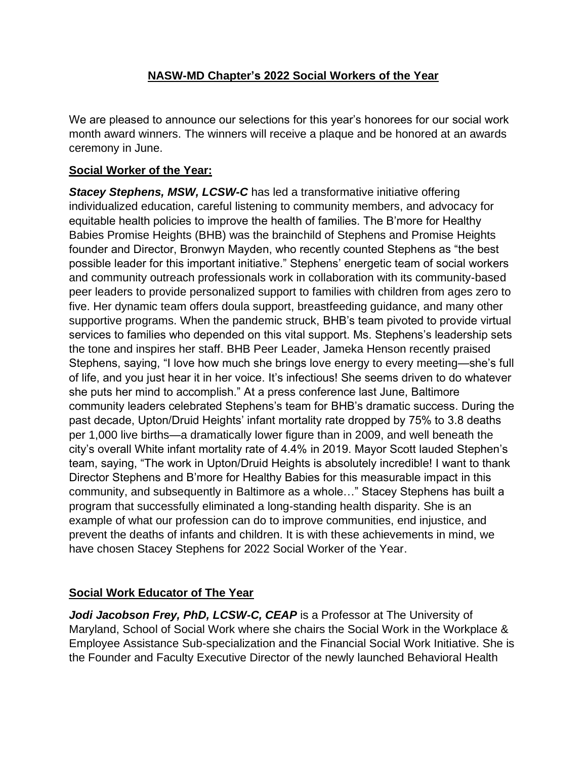## NASW-MD Chapter's 2022 Social Workers of the Year

We are pleased to announce our selections for this year's honorees for our social work month award winners. The winners will receive a plaque and be honored at an awards ceremony in June.

### Social Worker of the Year:

***Stacey Stephens, MSW, LCSW-C*** has led a transformative initiative offering individualized education, careful listening to community members, and advocacy for equitable health policies to improve the health of families. The B'more for Healthy Babies Promise Heights (BHB) was the brainchild of Stephens and Promise Heights founder and Director, Bronwyn Mayden, who recently counted Stephens as "the best possible leader for this important initiative." Stephens' energetic team of social workers and community outreach professionals work in collaboration with its community-based peer leaders to provide personalized support to families with children from ages zero to five. Her dynamic team offers doula support, breastfeeding guidance, and many other supportive programs. When the pandemic struck, BHB's team pivoted to provide virtual services to families who depended on this vital support. Ms. Stephens's leadership sets the tone and inspires her staff. BHB Peer Leader, Jameka Henson recently praised Stephens, saying, "I love how much she brings love energy to every meeting—she's full of life, and you just hear it in her voice. It's infectious! She seems driven to do whatever she puts her mind to accomplish." At a press conference last June, Baltimore community leaders celebrated Stephens's team for BHB's dramatic success. During the past decade, Upton/Druid Heights' infant mortality rate dropped by 75% to 3.8 deaths per 1,000 live births—a dramatically lower figure than in 2009, and well beneath the city's overall White infant mortality rate of 4.4% in 2019. Mayor Scott lauded Stephen's team, saying, "The work in Upton/Druid Heights is absolutely incredible! I want to thank Director Stephens and B'more for Healthy Babies for this measurable impact in this community, and subsequently in Baltimore as a whole…" Stacey Stephens has built a program that successfully eliminated a long-standing health disparity. She is an example of what our profession can do to improve communities, end injustice, and prevent the deaths of infants and children. It is with these achievements in mind, we have chosen Stacey Stephens for 2022 Social Worker of the Year.

### Social Work Educator of The Year

***Jodi Jacobson Frey, PhD, LCSW-C, CEAP*** is a Professor at The University of Maryland, School of Social Work where she chairs the Social Work in the Workplace & Employee Assistance Sub-specialization and the Financial Social Work Initiative. She is the Founder and Faculty Executive Director of the newly launched Behavioral Health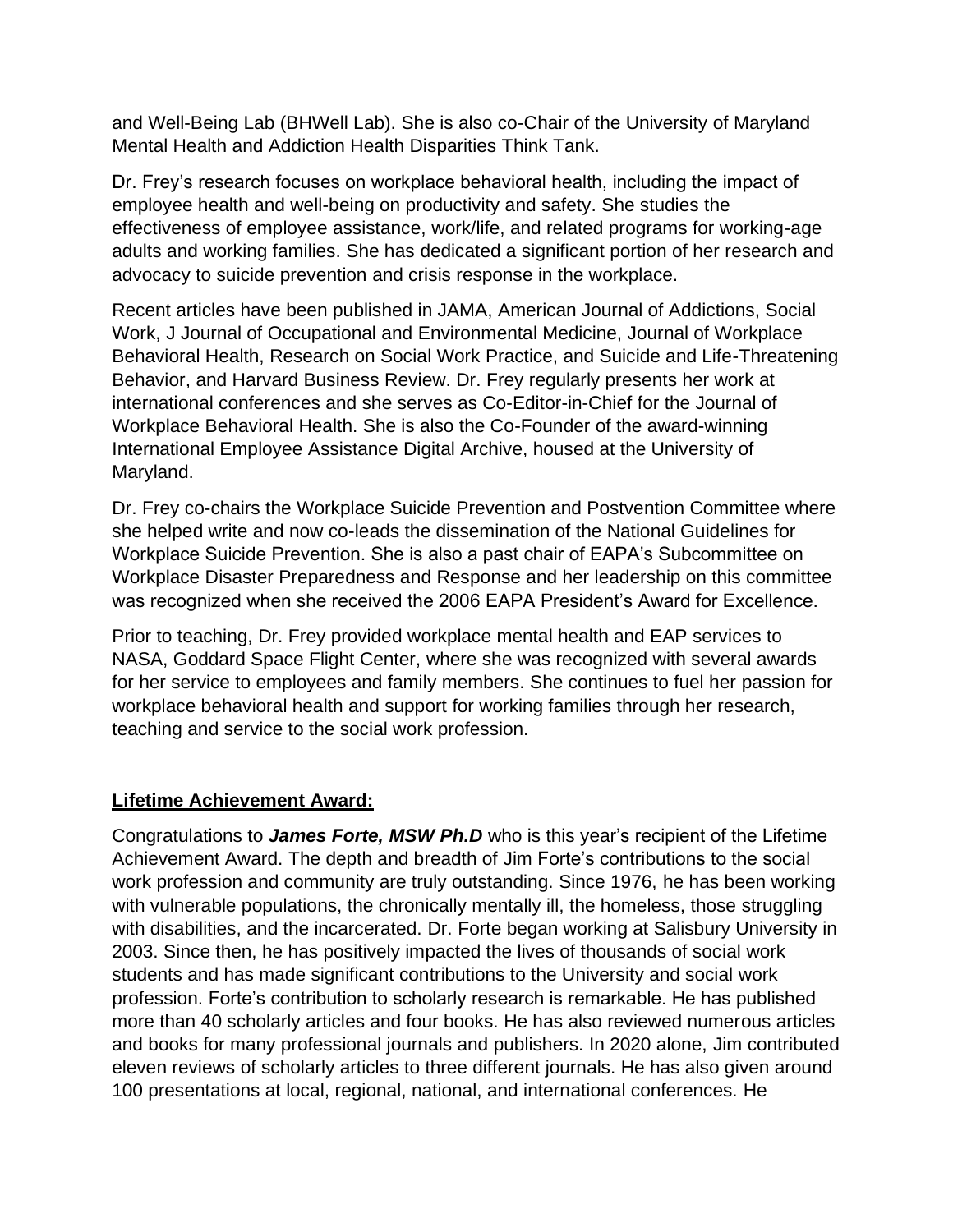and Well-Being Lab (BHWell Lab). She is also co-Chair of the University of Maryland Mental Health and Addiction Health Disparities Think Tank.

Dr. Frey's research focuses on workplace behavioral health, including the impact of employee health and well-being on productivity and safety. She studies the effectiveness of employee assistance, work/life, and related programs for working-age adults and working families. She has dedicated a significant portion of her research and advocacy to suicide prevention and crisis response in the workplace.

Recent articles have been published in JAMA, American Journal of Addictions, Social Work, J Journal of Occupational and Environmental Medicine, Journal of Workplace Behavioral Health, Research on Social Work Practice, and Suicide and Life-Threatening Behavior, and Harvard Business Review. Dr. Frey regularly presents her work at international conferences and she serves as Co-Editor-in-Chief for the Journal of Workplace Behavioral Health. She is also the Co-Founder of the award-winning International Employee Assistance Digital Archive, housed at the University of Maryland.

Dr. Frey co-chairs the Workplace Suicide Prevention and Postvention Committee where she helped write and now co-leads the dissemination of the National Guidelines for Workplace Suicide Prevention. She is also a past chair of EAPA's Subcommittee on Workplace Disaster Preparedness and Response and her leadership on this committee was recognized when she received the 2006 EAPA President's Award for Excellence.

Prior to teaching, Dr. Frey provided workplace mental health and EAP services to NASA, Goddard Space Flight Center, where she was recognized with several awards for her service to employees and family members. She continues to fuel her passion for workplace behavioral health and support for working families through her research, teaching and service to the social work profession.

## Lifetime Achievement Award:

Congratulations to ***James Forte, MSW Ph.D*** who is this year's recipient of the Lifetime Achievement Award. The depth and breadth of Jim Forte's contributions to the social work profession and community are truly outstanding. Since 1976, he has been working with vulnerable populations, the chronically mentally ill, the homeless, those struggling with disabilities, and the incarcerated. Dr. Forte began working at Salisbury University in 2003. Since then, he has positively impacted the lives of thousands of social work students and has made significant contributions to the University and social work profession. Forte's contribution to scholarly research is remarkable. He has published more than 40 scholarly articles and four books. He has also reviewed numerous articles and books for many professional journals and publishers. In 2020 alone, Jim contributed eleven reviews of scholarly articles to three different journals. He has also given around 100 presentations at local, regional, national, and international conferences. He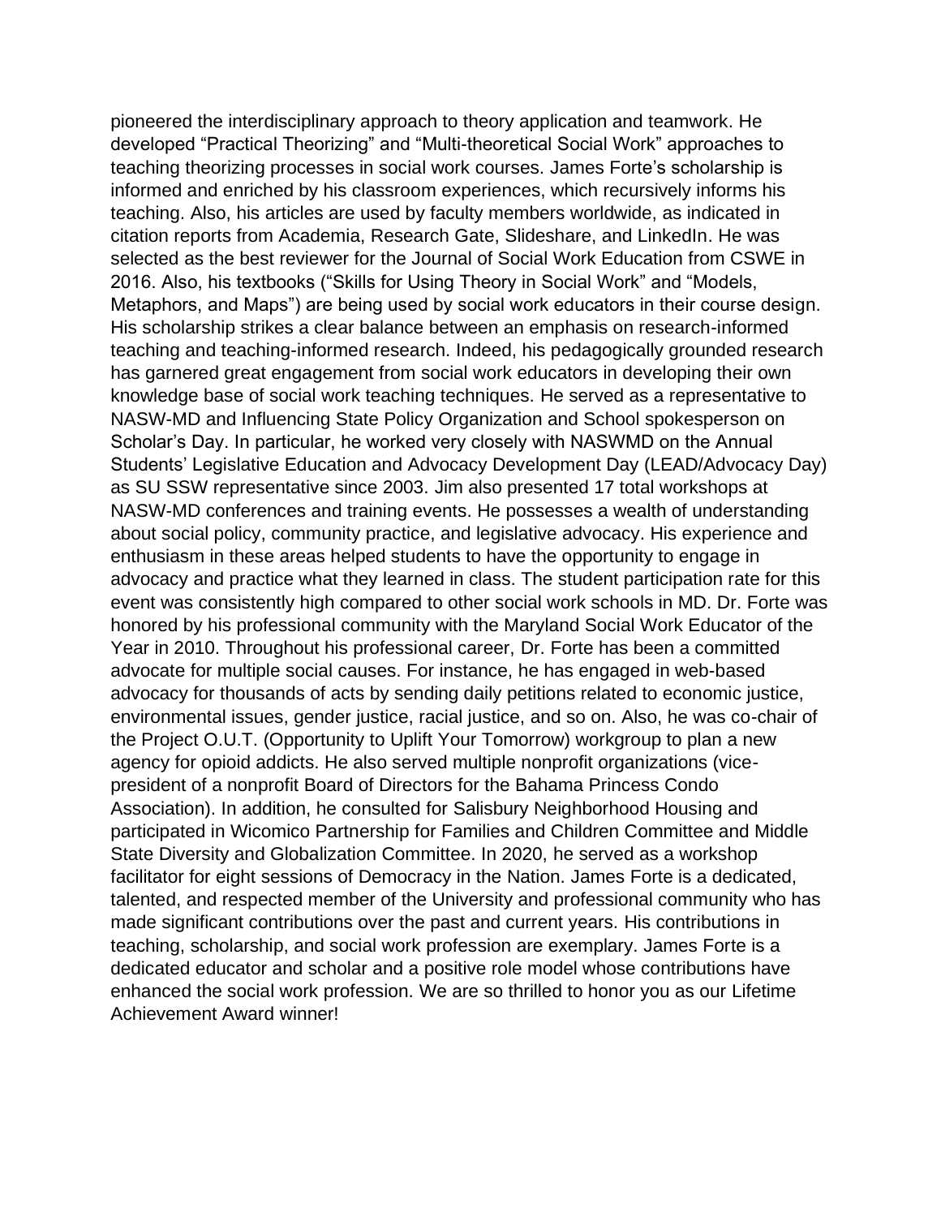pioneered the interdisciplinary approach to theory application and teamwork. He developed "Practical Theorizing" and "Multi-theoretical Social Work" approaches to teaching theorizing processes in social work courses. James Forte's scholarship is informed and enriched by his classroom experiences, which recursively informs his teaching. Also, his articles are used by faculty members worldwide, as indicated in citation reports from Academia, Research Gate, Slideshare, and LinkedIn. He was selected as the best reviewer for the Journal of Social Work Education from CSWE in 2016. Also, his textbooks ("Skills for Using Theory in Social Work" and "Models, Metaphors, and Maps") are being used by social work educators in their course design. His scholarship strikes a clear balance between an emphasis on research-informed teaching and teaching-informed research. Indeed, his pedagogically grounded research has garnered great engagement from social work educators in developing their own knowledge base of social work teaching techniques. He served as a representative to NASW-MD and Influencing State Policy Organization and School spokesperson on Scholar's Day. In particular, he worked very closely with NASWMD on the Annual Students' Legislative Education and Advocacy Development Day (LEAD/Advocacy Day) as SU SSW representative since 2003. Jim also presented 17 total workshops at NASW-MD conferences and training events. He possesses a wealth of understanding about social policy, community practice, and legislative advocacy. His experience and enthusiasm in these areas helped students to have the opportunity to engage in advocacy and practice what they learned in class. The student participation rate for this event was consistently high compared to other social work schools in MD. Dr. Forte was honored by his professional community with the Maryland Social Work Educator of the Year in 2010. Throughout his professional career, Dr. Forte has been a committed advocate for multiple social causes. For instance, he has engaged in web-based advocacy for thousands of acts by sending daily petitions related to economic justice, environmental issues, gender justice, racial justice, and so on. Also, he was co-chair of the Project O.U.T. (Opportunity to Uplift Your Tomorrow) workgroup to plan a new agency for opioid addicts. He also served multiple nonprofit organizations (vice-president of a nonprofit Board of Directors for the Bahama Princess Condo Association). In addition, he consulted for Salisbury Neighborhood Housing and participated in Wicomico Partnership for Families and Children Committee and Middle State Diversity and Globalization Committee. In 2020, he served as a workshop facilitator for eight sessions of Democracy in the Nation. James Forte is a dedicated, talented, and respected member of the University and professional community who has made significant contributions over the past and current years. His contributions in teaching, scholarship, and social work profession are exemplary. James Forte is a dedicated educator and scholar and a positive role model whose contributions have enhanced the social work profession. We are so thrilled to honor you as our Lifetime Achievement Award winner!